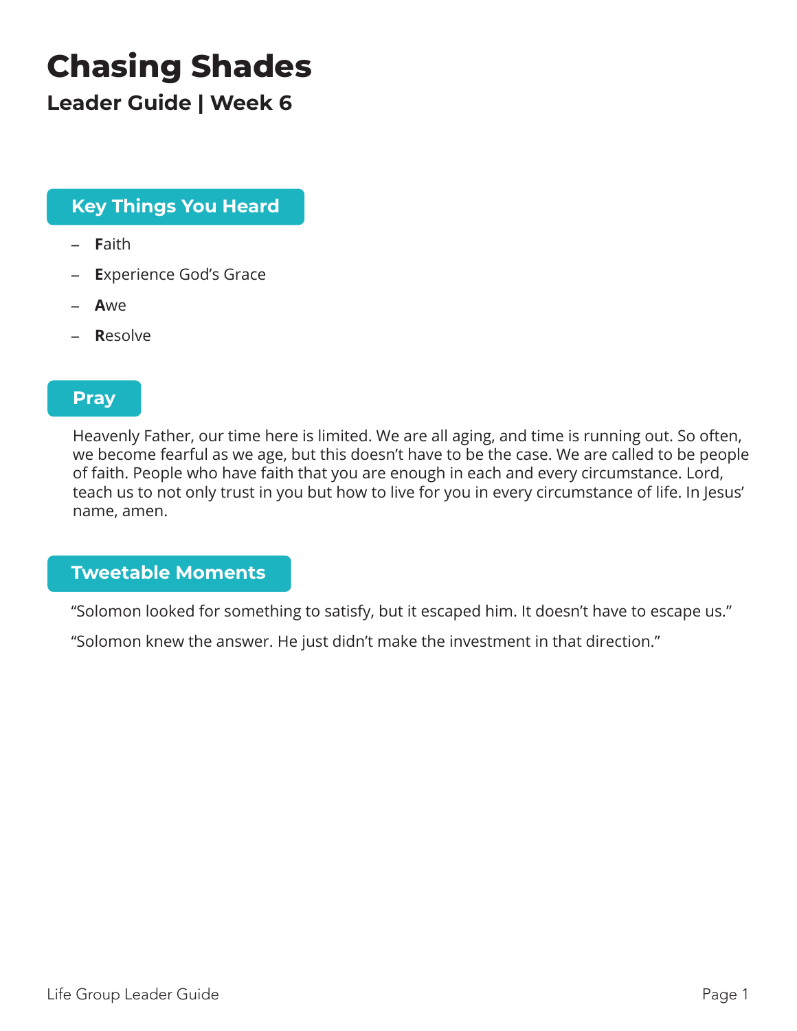# Chasing Shades

## Leader Guide | Week 6

### Key Things You Heard

- **F**aith
- **E**xperience God's Grace
- **A**we
- **R**esolve

### Pray

Heavenly Father, our time here is limited. We are all aging, and time is running out. So often, we become fearful as we age, but this doesn't have to be the case. We are called to be people of faith. People who have faith that you are enough in each and every circumstance. Lord, teach us to not only trust in you but how to live for you in every circumstance of life. In Jesus' name, amen.

### Tweetable Moments

"Solomon looked for something to satisfy, but it escaped him. It doesn't have to escape us."

"Solomon knew the answer. He just didn't make the investment in that direction."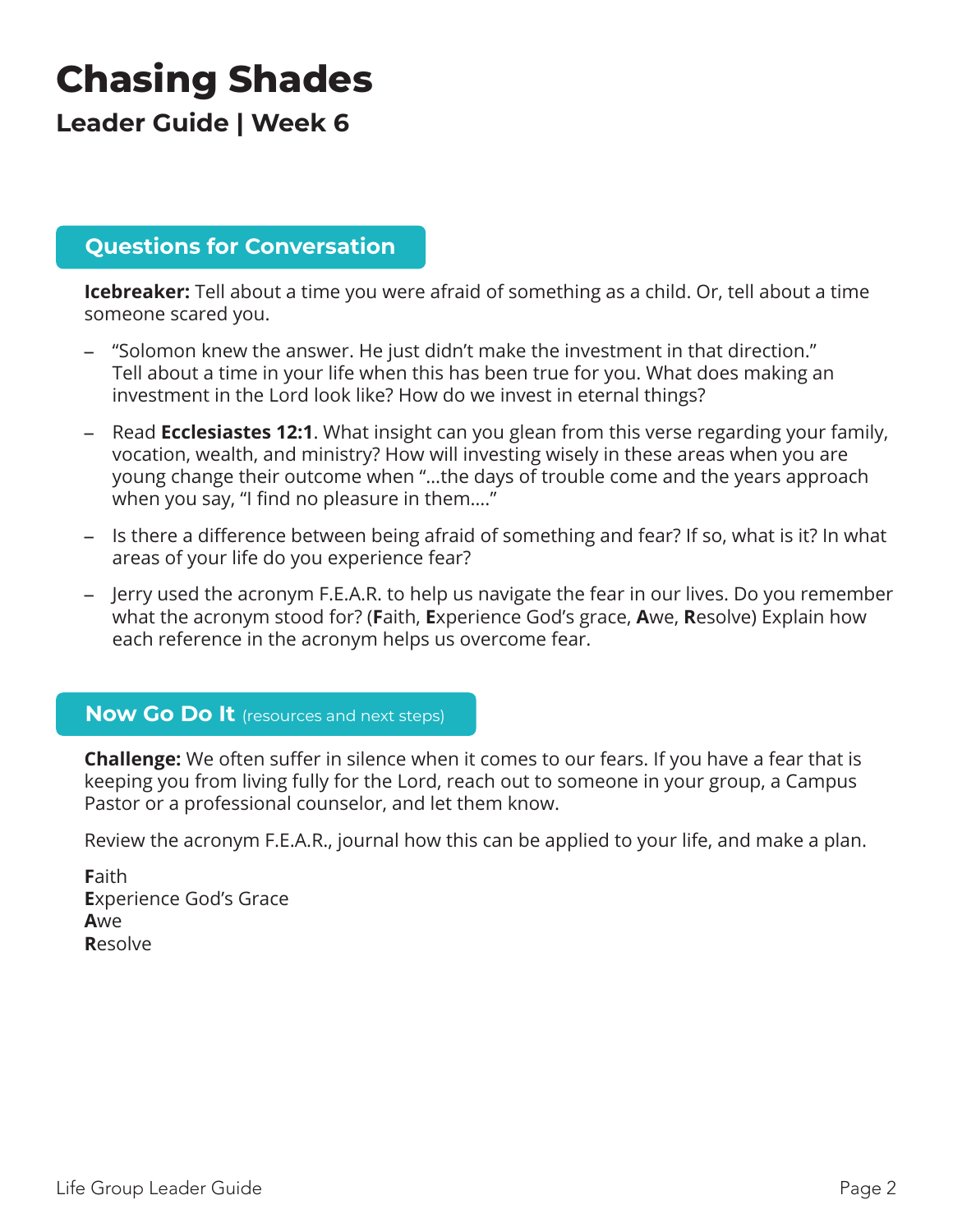# Chasing Shades

## Leader Guide | Week 6

### Questions for Conversation

**Icebreaker:** Tell about a time you were afraid of something as a child. Or, tell about a time someone scared you.

- "Solomon knew the answer. He just didn't make the investment in that direction." Tell about a time in your life when this has been true for you. What does making an investment in the Lord look like? How do we invest in eternal things?
- Read **Ecclesiastes 12:1**. What insight can you glean from this verse regarding your family, vocation, wealth, and ministry? How will investing wisely in these areas when you are young change their outcome when "...the days of trouble come and the years approach when you say, "I find no pleasure in them...."
- Is there a difference between being afraid of something and fear? If so, what is it? In what areas of your life do you experience fear?
- Jerry used the acronym F.E.A.R. to help us navigate the fear in our lives. Do you remember what the acronym stood for? (**F**aith, **E**xperience God's grace, **A**we, **R**esolve) Explain how each reference in the acronym helps us overcome fear.

### Now Go Do It (resources and next steps)

**Challenge:** We often suffer in silence when it comes to our fears. If you have a fear that is keeping you from living fully for the Lord, reach out to someone in your group, a Campus Pastor or a professional counselor, and let them know.

Review the acronym F.E.A.R., journal how this can be applied to your life, and make a plan.

**F**aith
**E**xperience God's Grace
**A**we
**R**esolve